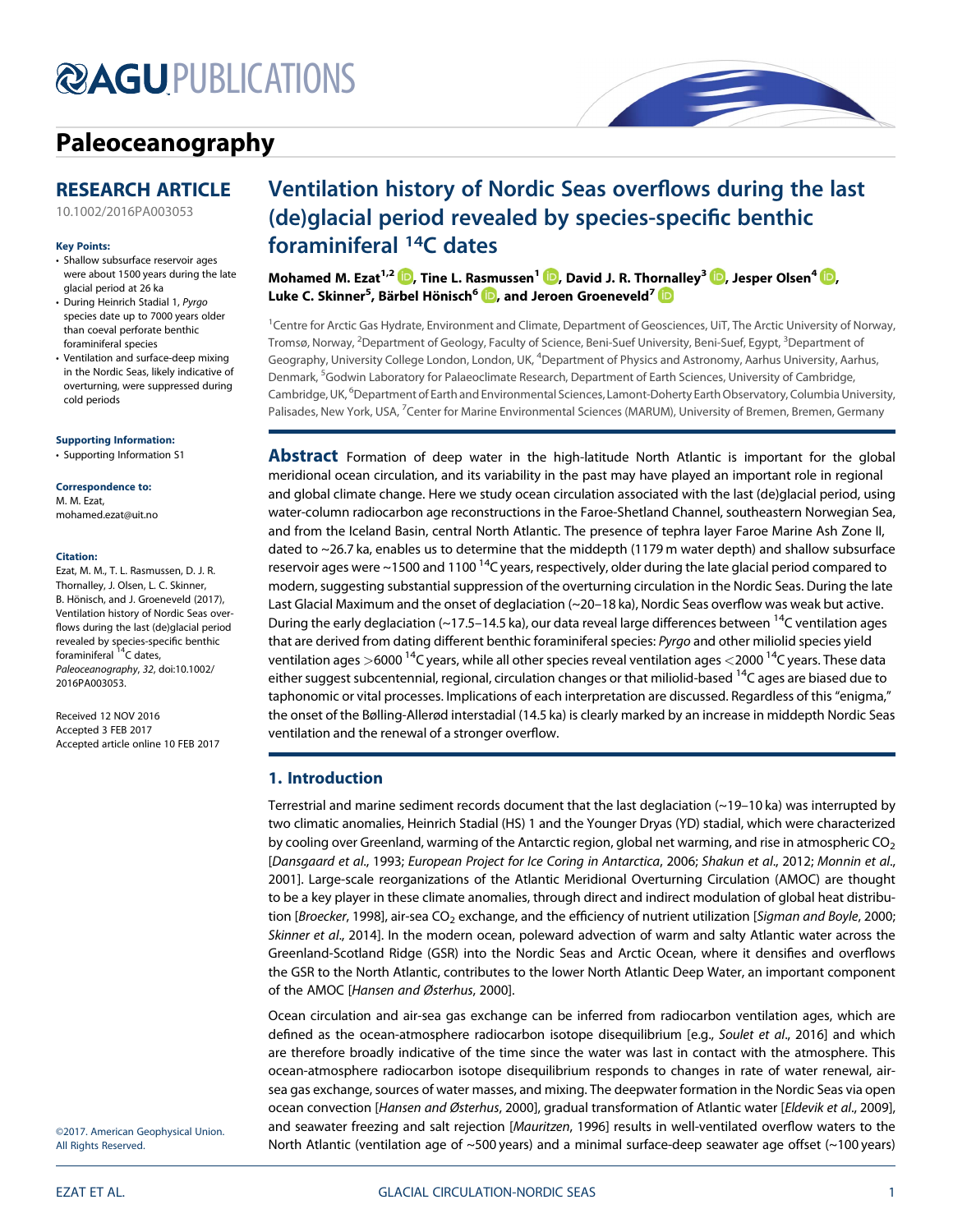# Paleoceanography

## RESEARCH ARTICLE

10.1002/2016PA003053

### Key Points:

- Shallow subsurface reservoir ages were about 1500 years during the late glacial period at 26 ka
- During Heinrich Stadial 1, *Pyrgo* species date up to 7000 years older than coeval perforate benthic foraminiferal species
- Ventilation and surface-deep mixing in the Nordic Seas, likely indicative of overturning, were suppressed during cold periods

### Supporting Information:

- Supporting Information S1

### Correspondence to:

M. M. Ezat,
mohamed.ezat@uit.no

### Citation:

Ezat, M. M., T. L. Rasmussen, D. J. R. Thornalley, J. Olsen, L. C. Skinner, B. Hönisch, and J. Groeneveld (2017), Ventilation history of Nordic Seas overflows during the last (de)glacial period revealed by species-specific benthic foraminiferal $^{14}$C dates, *Paleoceanography*, *32*, doi:10.1002/2016PA003053.

Received 12 NOV 2016
Accepted 3 FEB 2017
Accepted article online 10 FEB 2017

©2017. American Geophysical Union. All Rights Reserved.

# Ventilation history of Nordic Seas overflows during the last (de)glacial period revealed by species-specific benthic foraminiferal $^{14}$C dates

**Mohamed M. Ezat[1,2], Tine L. Rasmussen[1], David J. R. Thornalley[3], Jesper Olsen[4], Luke C. Skinner[5], Bärbel Hönisch[6], and Jeroen Groeneveld[7]**

[1]Centre for Arctic Gas Hydrate, Environment and Climate, Department of Geosciences, UiT, The Arctic University of Norway, Tromsø, Norway, [2]Department of Geology, Faculty of Science, Beni-Suef University, Beni-Suef, Egypt, [3]Department of Geography, University College London, London, UK, [4]Department of Physics and Astronomy, Aarhus University, Aarhus, Denmark, [5]Godwin Laboratory for Palaeoclimate Research, Department of Earth Sciences, University of Cambridge, Cambridge, UK, [6]Department of Earth and Environmental Sciences, Lamont-Doherty Earth Observatory, Columbia University, Palisades, New York, USA, [7]Center for Marine Environmental Sciences (MARUM), University of Bremen, Bremen, Germany

**Abstract** Formation of deep water in the high-latitude North Atlantic is important for the global meridional ocean circulation, and its variability in the past may have played an important role in regional and global climate change. Here we study ocean circulation associated with the last (de)glacial period, using water-column radiocarbon age reconstructions in the Faroe-Shetland Channel, southeastern Norwegian Sea, and from the Iceland Basin, central North Atlantic. The presence of tephra layer Faroe Marine Ash Zone II, dated to ~26.7 ka, enables us to determine that the middepth (1179 m water depth) and shallow subsurface reservoir ages were ~1500 and 1100 $^{14}$C years, respectively, older during the late glacial period compared to modern, suggesting substantial suppression of the overturning circulation in the Nordic Seas. During the late Last Glacial Maximum and the onset of deglaciation (~20–18 ka), Nordic Seas overflow was weak but active. During the early deglaciation (~17.5–14.5 ka), our data reveal large differences between $^{14}$C ventilation ages that are derived from dating different benthic foraminiferal species: *Pyrgo* and other miliolid species yield ventilation ages >6000 $^{14}$C years, while all other species reveal ventilation ages <2000 $^{14}$C years. These data either suggest subcentennial, regional, circulation changes or that miliolid-based $^{14}$C ages are biased due to taphonomic or vital processes. Implications of each interpretation are discussed. Regardless of this "enigma," the onset of the Bølling-Allerød interstadial (14.5 ka) is clearly marked by an increase in middepth Nordic Seas ventilation and the renewal of a stronger overflow.

## 1. Introduction

Terrestrial and marine sediment records document that the last deglaciation (~19–10 ka) was interrupted by two climatic anomalies, Heinrich Stadial (HS) 1 and the Younger Dryas (YD) stadial, which were characterized by cooling over Greenland, warming of the Antarctic region, global net warming, and rise in atmospheric $CO_2$ [*Dansgaard et al.*, 1993; *European Project for Ice Coring in Antarctica*, 2006; *Shakun et al.*, 2012; *Monnin et al.*, 2001]. Large-scale reorganizations of the Atlantic Meridional Overturning Circulation (AMOC) are thought to be a key player in these climate anomalies, through direct and indirect modulation of global heat distribution [*Broecker*, 1998], air-sea $CO_2$ exchange, and the efficiency of nutrient utilization [*Sigman and Boyle*, 2000; *Skinner et al.*, 2014]. In the modern ocean, poleward advection of warm and salty Atlantic water across the Greenland-Scotland Ridge (GSR) into the Nordic Seas and Arctic Ocean, where it densifies and overflows the GSR to the North Atlantic, contributes to the lower North Atlantic Deep Water, an important component of the AMOC [*Hansen and Østerhus*, 2000].

Ocean circulation and air-sea gas exchange can be inferred from radiocarbon ventilation ages, which are defined as the ocean-atmosphere radiocarbon isotope disequilibrium [e.g., *Soulet et al.*, 2016] and which are therefore broadly indicative of the time since the water was last in contact with the atmosphere. This ocean-atmosphere radiocarbon isotope disequilibrium responds to changes in rate of water renewal, air-sea gas exchange, sources of water masses, and mixing. The deepwater formation in the Nordic Seas via open ocean convection [*Hansen and Østerhus*, 2000], gradual transformation of Atlantic water [*Eldevik et al.*, 2009], and seawater freezing and salt rejection [*Mauritzen*, 1996] results in well-ventilated overflow waters to the North Atlantic (ventilation age of ~500 years) and a minimal surface-deep seawater age offset (~100 years)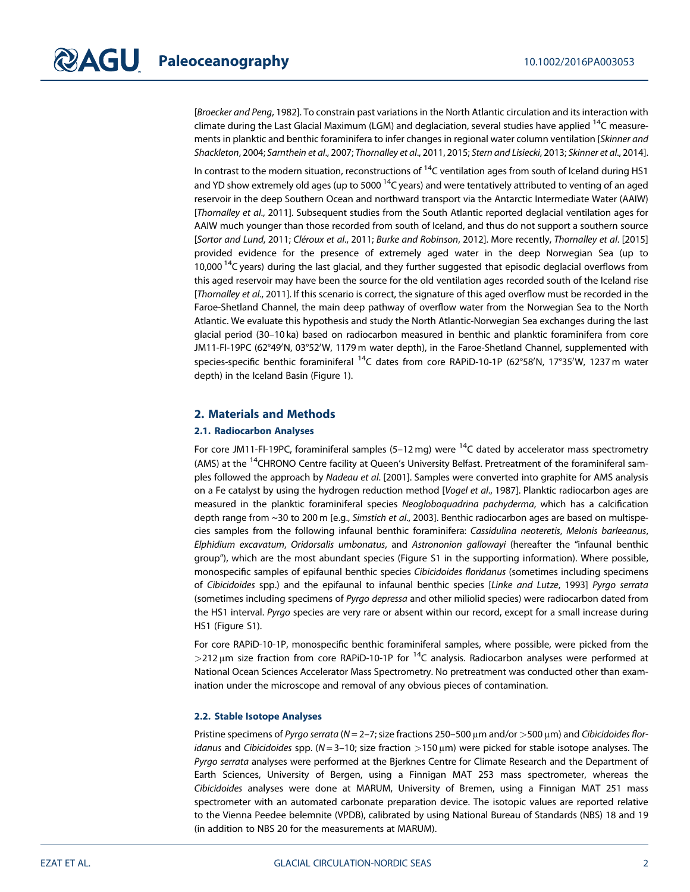[*Broecker and Peng*, 1982]. To constrain past variations in the North Atlantic circulation and its interaction with climate during the Last Glacial Maximum (LGM) and deglaciation, several studies have applied $^{14}$C measurements in planktic and benthic foraminifera to infer changes in regional water column ventilation [*Skinner and Shackleton*, 2004; *Sarnthein et al*., 2007; *Thornalley et al*., 2011, 2015; *Stern and Lisiecki*, 2013; *Skinner et al*., 2014].

In contrast to the modern situation, reconstructions of $^{14}$C ventilation ages from south of Iceland during HS1 and YD show extremely old ages (up to 5000 $^{14}$C years) and were tentatively attributed to venting of an aged reservoir in the deep Southern Ocean and northward transport via the Antarctic Intermediate Water (AAIW) [*Thornalley et al*., 2011]. Subsequent studies from the South Atlantic reported deglacial ventilation ages for AAIW much younger than those recorded from south of Iceland, and thus do not support a southern source [*Sortor and Lund*, 2011; *Cléroux et al*., 2011; *Burke and Robinson*, 2012]. More recently, *Thornalley et al*. [2015] provided evidence for the presence of extremely aged water in the deep Norwegian Sea (up to 10,000 $^{14}$C years) during the last glacial, and they further suggested that episodic deglacial overflows from this aged reservoir may have been the source for the old ventilation ages recorded south of the Iceland rise [*Thornalley et al*., 2011]. If this scenario is correct, the signature of this aged overflow must be recorded in the Faroe-Shetland Channel, the main deep pathway of overflow water from the Norwegian Sea to the North Atlantic. We evaluate this hypothesis and study the North Atlantic-Norwegian Sea exchanges during the last glacial period (30–10 ka) based on radiocarbon measured in benthic and planktic foraminifera from core JM11-FI-19PC (62°49′N, 03°52′W, 1179 m water depth), in the Faroe-Shetland Channel, supplemented with species-specific benthic foraminiferal $^{14}$C dates from core RAPiD-10-1P (62°58′N, 17°35′W, 1237 m water depth) in the Iceland Basin (Figure 1).

## 2. Materials and Methods

### 2.1. Radiocarbon Analyses

For core JM11-FI-19PC, foraminiferal samples (5–12 mg) were $^{14}$C dated by accelerator mass spectrometry (AMS) at the $^{14}$CHRONO Centre facility at Queen's University Belfast. Pretreatment of the foraminiferal samples followed the approach by *Nadeau et al*. [2001]. Samples were converted into graphite for AMS analysis on a Fe catalyst by using the hydrogen reduction method [*Vogel et al*., 1987]. Planktic radiocarbon ages are measured in the planktic foraminiferal species *Neogloboquadrina pachyderma*, which has a calcification depth range from ~30 to 200 m [e.g., *Simstich et al*., 2003]. Benthic radiocarbon ages are based on multispecies samples from the following infaunal benthic foraminifera: *Cassidulina neoteretis*, *Melonis barleeanus*, *Elphidium excavatum*, *Oridorsalis umbonatus*, and *Astrononion gallowayi* (hereafter the "infaunal benthic group"), which are the most abundant species (Figure S1 in the supporting information). Where possible, monospecific samples of epifaunal benthic species *Cibicidoides floridanus* (sometimes including specimens of *Cibicidoides* spp.) and the epifaunal to infaunal benthic species [*Linke and Lutze*, 1993] *Pyrgo serrata* (sometimes including specimens of *Pyrgo depressa* and other miliolid species) were radiocarbon dated from the HS1 interval. *Pyrgo* species are very rare or absent within our record, except for a small increase during HS1 (Figure S1).

For core RAPiD-10-1P, monospecific benthic foraminiferal samples, where possible, were picked from the >212 μm size fraction from core RAPiD-10-1P for $^{14}$C analysis. Radiocarbon analyses were performed at National Ocean Sciences Accelerator Mass Spectrometry. No pretreatment was conducted other than examination under the microscope and removal of any obvious pieces of contamination.

### 2.2. Stable Isotope Analyses

Pristine specimens of *Pyrgo serrata* ($N = 2$–7; size fractions 250–500 μm and/or >500 μm) and *Cibicidoides floridanus* and *Cibicidoides* spp. ($N = 3$–10; size fraction >150 μm) were picked for stable isotope analyses. The *Pyrgo serrata* analyses were performed at the Bjerknes Centre for Climate Research and the Department of Earth Sciences, University of Bergen, using a Finnigan MAT 253 mass spectrometer, whereas the *Cibicidoides* analyses were done at MARUM, University of Bremen, using a Finnigan MAT 251 mass spectrometer with an automated carbonate preparation device. The isotopic values are reported relative to the Vienna Peedee belemnite (VPDB), calibrated by using National Bureau of Standards (NBS) 18 and 19 (in addition to NBS 20 for the measurements at MARUM).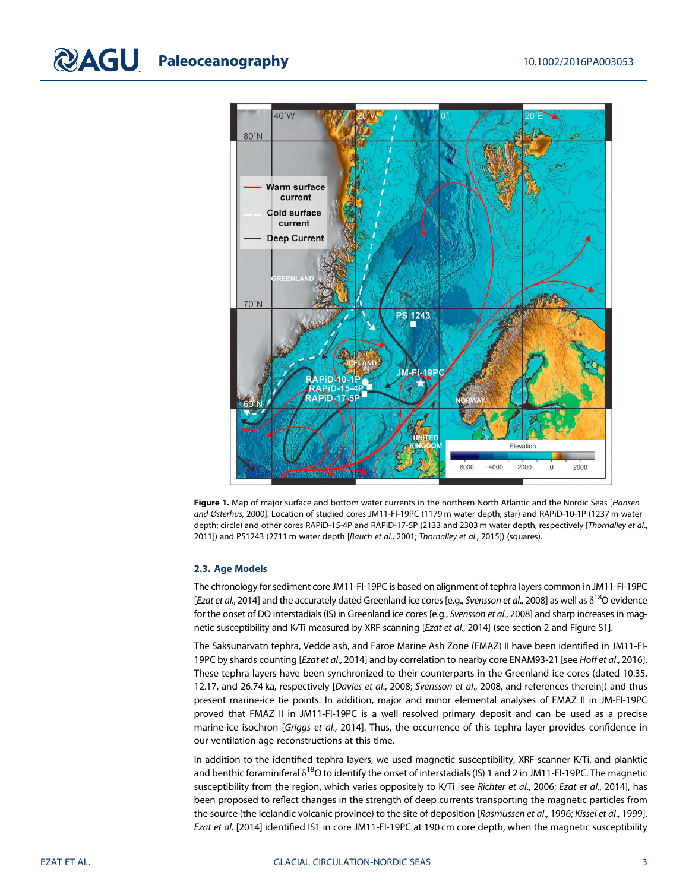**Figure 1.** Map of major surface and bottom water currents in the northern North Atlantic and the Nordic Seas [*Hansen and Østerhus*, 2000]. Location of studied cores JM11-FI-19PC (1179 m water depth; star) and RAPiD-10-1P (1237 m water depth; circle) and other cores RAPiD-15-4P and RAPiD-17-5P (2133 and 2303 m water depth, respectively [*Thornalley et al.*, 2011]) and PS1243 (2711 m water depth [*Bauch et al.*, 2001; *Thornalley et al.*, 2015]) (squares).

### 2.3. Age Models

The chronology for sediment core JM11-FI-19PC is based on alignment of tephra layers common in JM11-FI-19PC [*Ezat et al.*, 2014] and the accurately dated Greenland ice cores [e.g., *Svensson et al.*, 2008] as well as $\delta^{18}$O evidence for the onset of DO interstadials (IS) in Greenland ice cores [e.g., *Svensson et al.*, 2008] and sharp increases in magnetic susceptibility and K/Ti measured by XRF scanning [*Ezat et al.*, 2014] (see section 2 and Figure S1).

The Saksunarvatn tephra, Vedde ash, and Faroe Marine Ash Zone (FMAZ) II have been identified in JM11-FI-19PC by shards counting [*Ezat et al.*, 2014] and by correlation to nearby core ENAM93-21 [see *Hoff et al.*, 2016]. These tephra layers have been synchronized to their counterparts in the Greenland ice cores (dated 10.35, 12.17, and 26.74 ka, respectively [*Davies et al.*, 2008; *Svensson et al.*, 2008, and references therein]) and thus present marine-ice tie points. In addition, major and minor elemental analyses of FMAZ II in JM-FI-19PC proved that FMAZ II in JM11-FI-19PC is a well resolved primary deposit and can be used as a precise marine-ice isochron [*Griggs et al.*, 2014]. Thus, the occurrence of this tephra layer provides confidence in our ventilation age reconstructions at this time.

In addition to the identified tephra layers, we used magnetic susceptibility, XRF-scanner K/Ti, and planktic and benthic foraminiferal $\delta^{18}$O to identify the onset of interstadials (IS) 1 and 2 in JM11-FI-19PC. The magnetic susceptibility from the region, which varies oppositely to K/Ti [see *Richter et al.*, 2006; *Ezat et al.*, 2014], has been proposed to reflect changes in the strength of deep currents transporting the magnetic particles from the source (the Icelandic volcanic province) to the site of deposition [*Rasmussen et al.*, 1996; *Kissel et al.*, 1999]. *Ezat et al.* [2014] identified IS1 in core JM11-FI-19PC at 190 cm core depth, when the magnetic susceptibility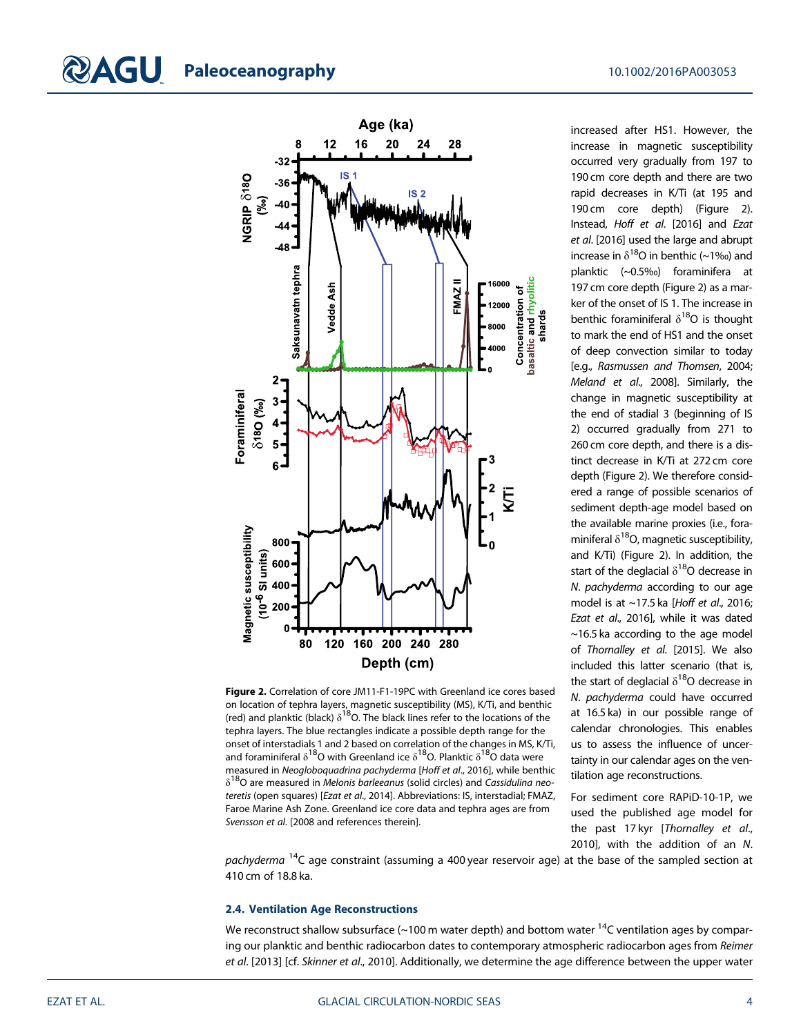increased after HS1. However, the increase in magnetic susceptibility occurred very gradually from 197 to 190 cm core depth and there are two rapid decreases in K/Ti (at 195 and 190 cm core depth) (Figure 2). Instead, *Hoff et al.* [2016] and *Ezat et al.* [2016] used the large and abrupt increase in $\delta^{18}O$ in benthic (~1‰) and planktic (~0.5‰) foraminifera at 197 cm core depth (Figure 2) as a marker of the onset of IS 1. The increase in benthic foraminiferal $\delta^{18}O$ is thought to mark the end of HS1 and the onset of deep convection similar to today [e.g., *Rasmussen and Thomsen*, 2004; *Meland et al.*, 2008]. Similarly, the change in magnetic susceptibility at the end of stadial 3 (beginning of IS 2) occurred gradually from 271 to 260 cm core depth, and there is a distinct decrease in K/Ti at 272 cm core depth (Figure 2). We therefore considered a range of possible scenarios of sediment depth-age model based on the available marine proxies (i.e., foraminiferal $\delta^{18}O$, magnetic susceptibility, and K/Ti) (Figure 2). In addition, the start of the deglacial $\delta^{18}O$ decrease in *N. pachyderma* according to our age model is at ~17.5 ka [*Hoff et al.*, 2016; *Ezat et al.*, 2016], while it was dated ~16.5 ka according to the age model of *Thornalley et al.* [2015]. We also included this latter scenario (that is, the start of deglacial $\delta^{18}O$ decrease in *N. pachyderma* could have occurred at 16.5 ka) in our possible range of calendar chronologies. This enables us to assess the influence of uncertainty in our calendar ages on the ventilation age reconstructions.

**Figure 2.** Correlation of core JM11-F1-19PC with Greenland ice cores based on location of tephra layers, magnetic susceptibility (MS), K/Ti, and benthic (red) and planktic (black) $\delta^{18}O$. The black lines refer to the locations of the tephra layers. The blue rectangles indicate a possible depth range for the onset of interstadials 1 and 2 based on correlation of the changes in MS, K/Ti, and foraminiferal $\delta^{18}O$ with Greenland ice $\delta^{18}O$. Planktic $\delta^{18}O$ data were measured in *Neogloboquadrina pachyderma* [*Hoff et al.*, 2016], while benthic $\delta^{18}O$ are measured in *Melonis barleeanus* (solid circles) and *Cassidulina neoteretis* (open squares) [*Ezat et al.*, 2014]. Abbreviations: IS, interstadial; FMAZ, Faroe Marine Ash Zone. Greenland ice core data and tephra ages are from *Svensson et al.* [2008 and references therein].

For sediment core RAPiD-10-1P, we used the published age model for the past 17 kyr [*Thornalley et al.*, 2010], with the addition of an *N. pachyderma* $^{14}C$ age constraint (assuming a 400 year reservoir age) at the base of the sampled section at 410 cm of 18.8 ka.

### 2.4. Ventilation Age Reconstructions

We reconstruct shallow subsurface (~100 m water depth) and bottom water $^{14}C$ ventilation ages by comparing our planktic and benthic radiocarbon dates to contemporary atmospheric radiocarbon ages from *Reimer et al.* [2013] [cf. *Skinner et al.*, 2010]. Additionally, we determine the age difference between the upper water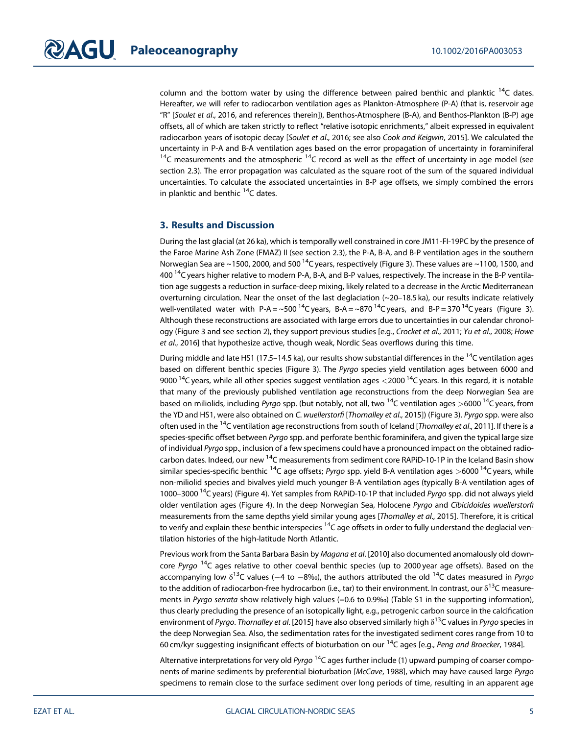column and the bottom water by using the difference between paired benthic and planktic $^{14}C$ dates. Hereafter, we will refer to radiocarbon ventilation ages as Plankton-Atmosphere (P-A) (that is, reservoir age "R" [*Soulet et al*., 2016, and references therein]), Benthos-Atmosphere (B-A), and Benthos-Plankton (B-P) age offsets, all of which are taken strictly to reflect "relative isotopic enrichments," albeit expressed in equivalent radiocarbon years of isotopic decay [*Soulet et al*., 2016; see also *Cook and Keigwin*, 2015]. We calculated the uncertainty in P-A and B-A ventilation ages based on the error propagation of uncertainty in foraminiferal $^{14}C$ measurements and the atmospheric $^{14}C$ record as well as the effect of uncertainty in age model (see section 2.3). The error propagation was calculated as the square root of the sum of the squared individual uncertainties. To calculate the associated uncertainties in B-P age offsets, we simply combined the errors in planktic and benthic $^{14}C$ dates.

## 3. Results and Discussion

During the last glacial (at 26 ka), which is temporally well constrained in core JM11-FI-19PC by the presence of the Faroe Marine Ash Zone (FMAZ) II (see section 2.3), the P-A, B-A, and B-P ventilation ages in the southern Norwegian Sea are ~1500, 2000, and 500 $^{14}C$ years, respectively (Figure 3). These values are ~1100, 1500, and 400 $^{14}C$ years higher relative to modern P-A, B-A, and B-P values, respectively. The increase in the B-P ventilation age suggests a reduction in surface-deep mixing, likely related to a decrease in the Arctic Mediterranean overturning circulation. Near the onset of the last deglaciation (~20–18.5 ka), our results indicate relatively well-ventilated water with P-A = ~500 $^{14}C$ years, B-A = ~870 $^{14}C$ years, and B-P = 370 $^{14}C$ years (Figure 3). Although these reconstructions are associated with large errors due to uncertainties in our calendar chronology (Figure 3 and see section 2), they support previous studies [e.g., *Crocket et al*., 2011; *Yu et al*., 2008; *Howe et al*., 2016] that hypothesize active, though weak, Nordic Seas overflows during this time.

During middle and late HS1 (17.5–14.5 ka), our results show substantial differences in the $^{14}C$ ventilation ages based on different benthic species (Figure 3). The *Pyrgo* species yield ventilation ages between 6000 and 9000 $^{14}C$ years, while all other species suggest ventilation ages <2000 $^{14}C$ years. In this regard, it is notable that many of the previously published ventilation age reconstructions from the deep Norwegian Sea are based on miliolids, including *Pyrgo* spp. (but notably, not all, two $^{14}C$ ventilation ages >6000 $^{14}C$ years, from the YD and HS1, were also obtained on *C. wuellerstorfi* [*Thornalley et al*., 2015]) (Figure 3). *Pyrgo* spp. were also often used in the $^{14}C$ ventilation age reconstructions from south of Iceland [*Thornalley et al*., 2011]. If there is a species-specific offset between *Pyrgo* spp. and perforate benthic foraminifera, and given the typical large size of individual *Pyrgo* spp., inclusion of a few specimens could have a pronounced impact on the obtained radiocarbon dates. Indeed, our new $^{14}C$ measurements from sediment core RAPiD-10-1P in the Iceland Basin show similar species-specific benthic $^{14}C$ age offsets; *Pyrgo* spp. yield B-A ventilation ages >6000 $^{14}C$ years, while non-miliolid species and bivalves yield much younger B-A ventilation ages (typically B-A ventilation ages of 1000–3000 $^{14}C$ years) (Figure 4). Yet samples from RAPiD-10-1P that included *Pyrgo* spp. did not always yield older ventilation ages (Figure 4). In the deep Norwegian Sea, Holocene *Pyrgo* and *Cibicidoides wuellerstorfi* measurements from the same depths yield similar young ages [*Thornalley et al*., 2015]. Therefore, it is critical to verify and explain these benthic interspecies $^{14}C$ age offsets in order to fully understand the deglacial ventilation histories of the high-latitude North Atlantic.

Previous work from the Santa Barbara Basin by *Magana et al*. [2010] also documented anomalously old downcore *Pyrgo* $^{14}C$ ages relative to other coeval benthic species (up to 2000 year age offsets). Based on the accompanying low $\delta^{13}C$ values (−4 to −8‰), the authors attributed the old $^{14}C$ dates measured in *Pyrgo* to the addition of radiocarbon-free hydrocarbon (i.e., tar) to their environment. In contrast, our $\delta^{13}C$ measurements in *Pyrgo serrata* show relatively high values (=0.6 to 0.9‰) (Table S1 in the supporting information), thus clearly precluding the presence of an isotopically light, e.g., petrogenic carbon source in the calcification environment of *Pyrgo*. *Thornalley et al*. [2015] have also observed similarly high $\delta^{13}C$ values in *Pyrgo* species in the deep Norwegian Sea. Also, the sedimentation rates for the investigated sediment cores range from 10 to 60 cm/kyr suggesting insignificant effects of bioturbation on our $^{14}C$ ages [e.g., *Peng and Broecker*, 1984].

Alternative interpretations for very old *Pyrgo* $^{14}C$ ages further include (1) upward pumping of coarser components of marine sediments by preferential bioturbation [*McCave*, 1988], which may have caused large *Pyrgo* specimens to remain close to the surface sediment over long periods of time, resulting in an apparent age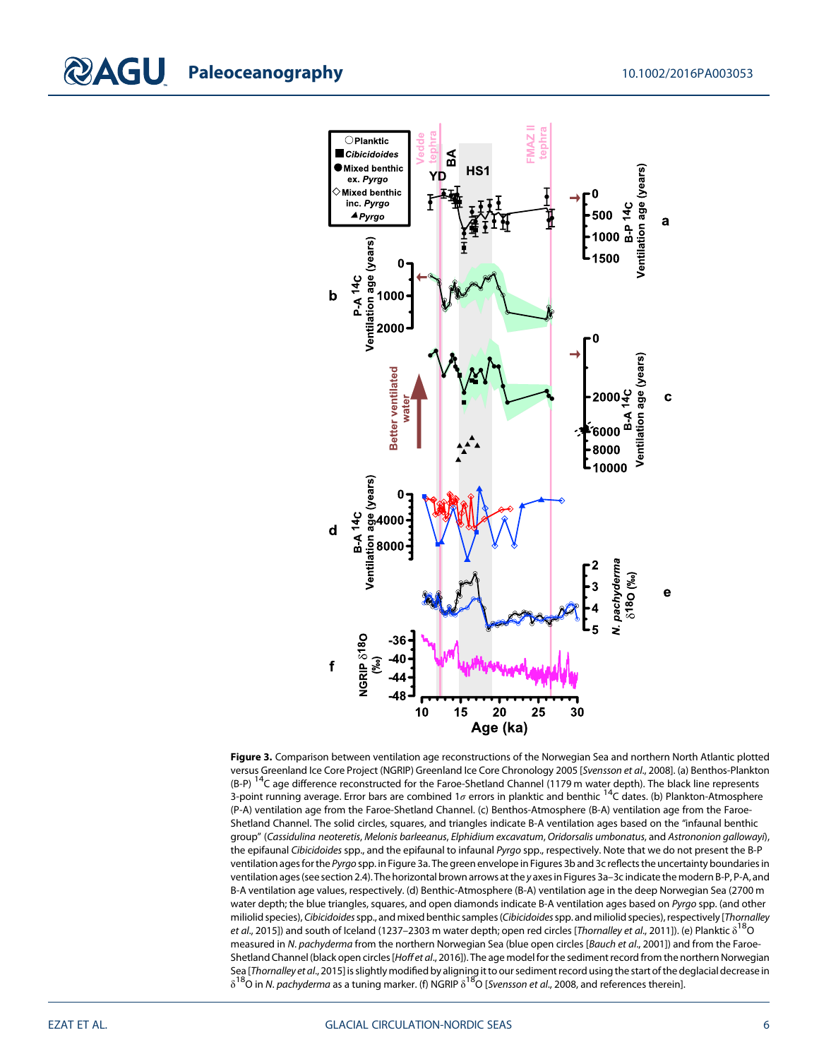**Figure 3.** Comparison between ventilation age reconstructions of the Norwegian Sea and northern North Atlantic plotted versus Greenland Ice Core Project (NGRIP) Greenland Ice Core Chronology 2005 [*Svensson et al.*, 2008]. (a) Benthos-Plankton (B-P) $^{14}$C age difference reconstructed for the Faroe-Shetland Channel (1179 m water depth). The black line represents 3-point running average. Error bars are combined 1$\sigma$ errors in planktic and benthic $^{14}$C dates. (b) Plankton-Atmosphere (P-A) ventilation age from the Faroe-Shetland Channel. (c) Benthos-Atmosphere (B-A) ventilation age from the Faroe-Shetland Channel. The solid circles, squares, and triangles indicate B-A ventilation ages based on the "infaunal benthic group" (*Cassidulina neoteretis*, *Melonis barleeanus*, *Elphidium excavatum*, *Oridorsalis umbonatus*, and *Astrononion gallowayi*), the epifaunal *Cibicidoides* spp., and the epifaunal to infaunal *Pyrgo* spp., respectively. Note that we do not present the B-P ventilation ages for the *Pyrgo* spp. in Figure 3a. The green envelope in Figures 3b and 3c reflects the uncertainty boundaries in ventilation ages (see section 2.4). The horizontal brown arrows at the *y* axes in Figures 3a–3c indicate the modern B-P, P-A, and B-A ventilation age values, respectively. (d) Benthic-Atmosphere (B-A) ventilation age in the deep Norwegian Sea (2700 m water depth; the blue triangles, squares, and open diamonds indicate B-A ventilation ages based on *Pyrgo* spp. (and other miliolid species), *Cibicidoides* spp., and mixed benthic samples (*Cibicidoides* spp. and miliolid species), respectively [*Thornalley et al.*, 2015]) and south of Iceland (1237–2303 m water depth; open red circles [*Thornalley et al.*, 2011]). (e) Planktic $\delta^{18}$O measured in *N. pachyderma* from the northern Norwegian Sea (blue open circles [*Bauch et al.*, 2001]) and from the Faroe-Shetland Channel (black open circles [*Hoff et al.*, 2016]). The age model for the sediment record from the northern Norwegian Sea [*Thornalley et al.*, 2015] is slightly modified by aligning it to our sediment record using the start of the deglacial decrease in $\delta^{18}$O in *N. pachyderma* as a tuning marker. (f) NGRIP $\delta^{18}$O [*Svensson et al.*, 2008, and references therein].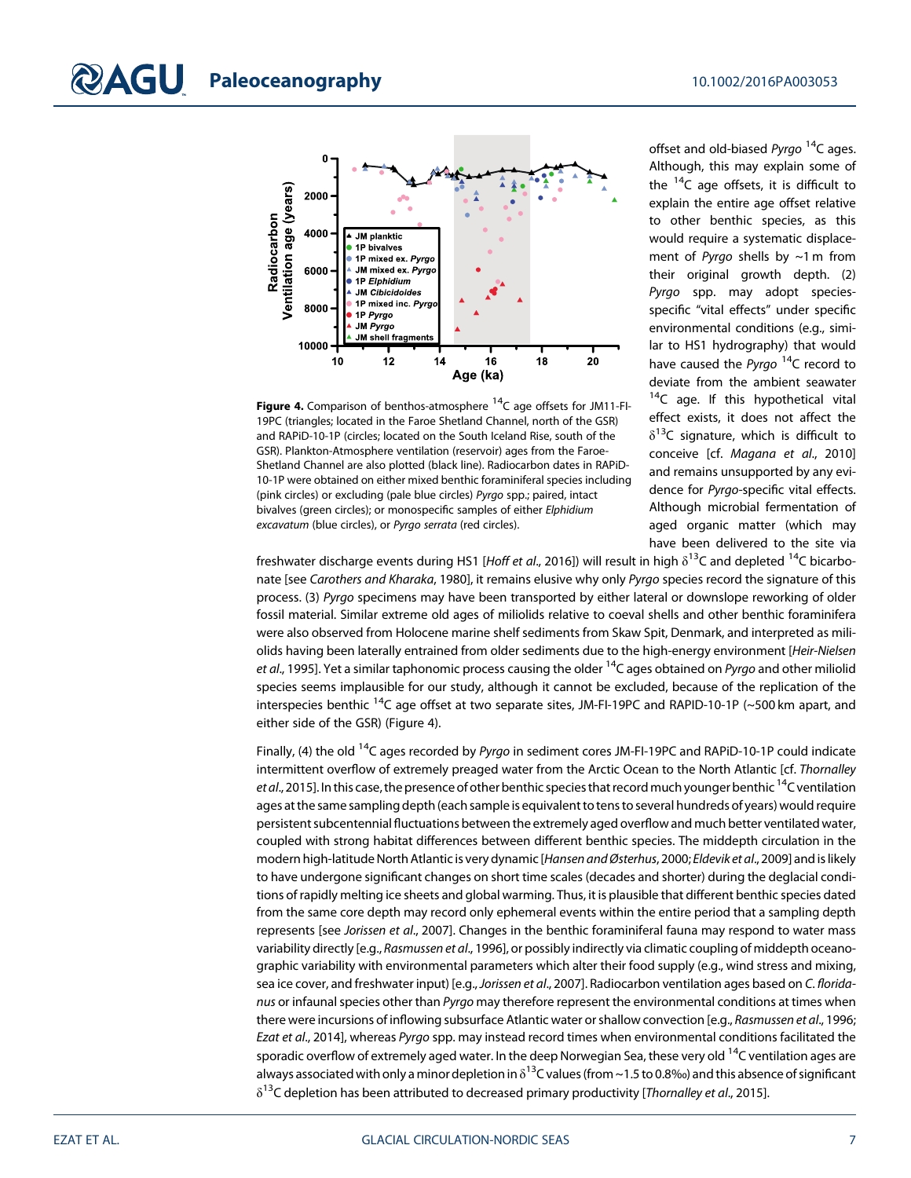**Figure 4.** Comparison of benthos-atmosphere $^{14}C$ age offsets for JM11-FI-19PC (triangles; located in the Faroe Shetland Channel, north of the GSR) and RAPiD-10-1P (circles; located on the South Iceland Rise, south of the GSR). Plankton-Atmosphere ventilation (reservoir) ages from the Faroe-Shetland Channel are also plotted (black line). Radiocarbon dates in RAPiD-10-1P were obtained on either mixed benthic foraminiferal species including (pink circles) or excluding (pale blue circles) *Pyrgo* spp.; paired, intact bivalves (green circles); or monospecific samples of either *Elphidium excavatum* (blue circles), or *Pyrgo serrata* (red circles).

offset and old-biased *Pyrgo* $^{14}C$ ages. Although, this may explain some of the $^{14}C$ age offsets, it is difficult to explain the entire age offset relative to other benthic species, as this would require a systematic displacement of *Pyrgo* shells by ~1 m from their original growth depth. (2) *Pyrgo* spp. may adopt species-specific "vital effects" under specific environmental conditions (e.g., similar to HS1 hydrography) that would have caused the *Pyrgo* $^{14}C$ record to deviate from the ambient seawater $^{14}C$ age. If this hypothetical vital effect exists, it does not affect the $\delta^{13}C$ signature, which is difficult to conceive [cf. *Magana et al.*, 2010] and remains unsupported by any evidence for *Pyrgo*-specific vital effects. Although microbial fermentation of aged organic matter (which may have been delivered to the site via freshwater discharge events during HS1 [*Hoff et al.*, 2016]) will result in high $\delta^{13}C$ and depleted $^{14}C$ bicarbonate [see *Carothers and Kharaka*, 1980], it remains elusive why only *Pyrgo* species record the signature of this process. (3) *Pyrgo* specimens may have been transported by either lateral or downslope reworking of older fossil material. Similar extreme old ages of miliolids relative to coeval shells and other benthic foraminifera were also observed from Holocene marine shelf sediments from Skaw Spit, Denmark, and interpreted as miliolids having been laterally entrained from older sediments due to the high-energy environment [*Heir-Nielsen et al.*, 1995]. Yet a similar taphonomic process causing the older $^{14}C$ ages obtained on *Pyrgo* and other miliolid species seems implausible for our study, although it cannot be excluded, because of the replication of the interspecies benthic $^{14}C$ age offset at two separate sites, JM-FI-19PC and RAPID-10-1P (~500 km apart, and either side of the GSR) (Figure 4).

Finally, (4) the old $^{14}C$ ages recorded by *Pyrgo* in sediment cores JM-FI-19PC and RAPiD-10-1P could indicate intermittent overflow of extremely preaged water from the Arctic Ocean to the North Atlantic [cf. *Thornalley et al.*, 2015]. In this case, the presence of other benthic species that record much younger benthic $^{14}C$ ventilation ages at the same sampling depth (each sample is equivalent to tens to several hundreds of years) would require persistent subcentennial fluctuations between the extremely aged overflow and much better ventilated water, coupled with strong habitat differences between different benthic species. The middepth circulation in the modern high-latitude North Atlantic is very dynamic [*Hansen and Østerhus*, 2000; *Eldevik et al.*, 2009] and is likely to have undergone significant changes on short time scales (decades and shorter) during the deglacial conditions of rapidly melting ice sheets and global warming. Thus, it is plausible that different benthic species dated from the same core depth may record only ephemeral events within the entire period that a sampling depth represents [see *Jorissen et al.*, 2007]. Changes in the benthic foraminiferal fauna may respond to water mass variability directly [e.g., *Rasmussen et al.*, 1996], or possibly indirectly via climatic coupling of middepth oceanographic variability with environmental parameters which alter their food supply (e.g., wind stress and mixing, sea ice cover, and freshwater input) [e.g., *Jorissen et al.*, 2007]. Radiocarbon ventilation ages based on *C. floridanus* or infaunal species other than *Pyrgo* may therefore represent the environmental conditions at times when there were incursions of inflowing subsurface Atlantic water or shallow convection [e.g., *Rasmussen et al.*, 1996; *Ezat et al.*, 2014], whereas *Pyrgo* spp. may instead record times when environmental conditions facilitated the sporadic overflow of extremely aged water. In the deep Norwegian Sea, these very old $^{14}C$ ventilation ages are always associated with only a minor depletion in $\delta^{13}C$ values (from ~1.5 to 0.8‰) and this absence of significant $\delta^{13}C$ depletion has been attributed to decreased primary productivity [*Thornalley et al.*, 2015].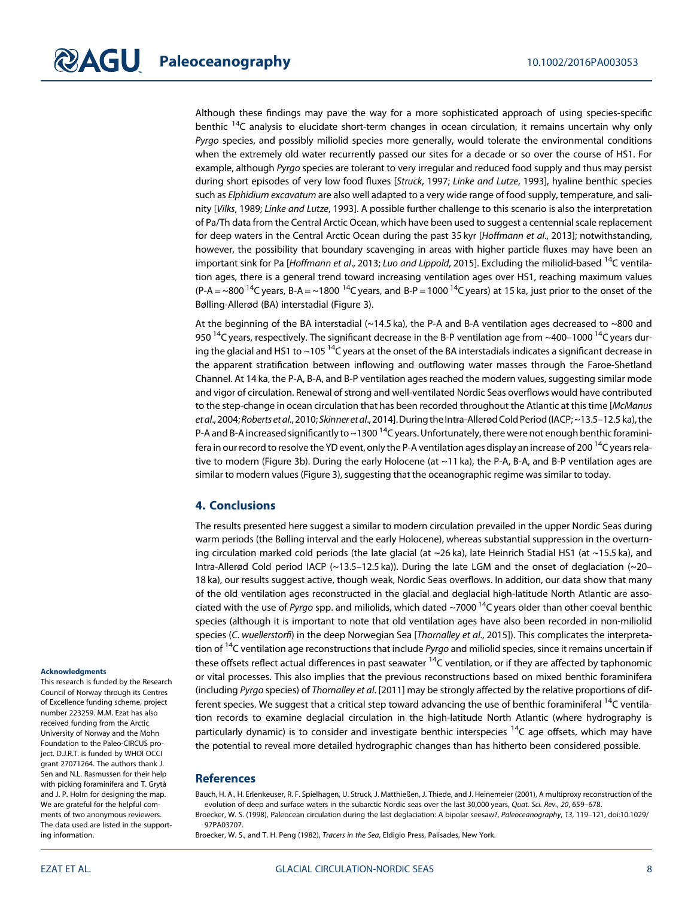Although these findings may pave the way for a more sophisticated approach of using species-specific benthic $^{14}C$ analysis to elucidate short-term changes in ocean circulation, it remains uncertain why only *Pyrgo* species, and possibly miliolid species more generally, would tolerate the environmental conditions when the extremely old water recurrently passed our sites for a decade or so over the course of HS1. For example, although *Pyrgo* species are tolerant to very irregular and reduced food supply and thus may persist during short episodes of very low food fluxes [*Struck*, 1997; *Linke and Lutze*, 1993], hyaline benthic species such as *Elphidium excavatum* are also well adapted to a very wide range of food supply, temperature, and salinity [*Vilks*, 1989; *Linke and Lutze*, 1993]. A possible further challenge to this scenario is also the interpretation of Pa/Th data from the Central Arctic Ocean, which have been used to suggest a centennial scale replacement for deep waters in the Central Arctic Ocean during the past 35 kyr [*Hoffmann et al*., 2013]; notwithstanding, however, the possibility that boundary scavenging in areas with higher particle fluxes may have been an important sink for Pa [*Hoffmann et al*., 2013; *Luo and Lippold*, 2015]. Excluding the miliolid-based $^{14}C$ ventilation ages, there is a general trend toward increasing ventilation ages over HS1, reaching maximum values (P-A = ~800 $^{14}C$ years, B-A = ~1800 $^{14}C$ years, and B-P = 1000 $^{14}C$ years) at 15 ka, just prior to the onset of the Bølling-Allerød (BA) interstadial (Figure 3).

At the beginning of the BA interstadial (~14.5 ka), the P-A and B-A ventilation ages decreased to ~800 and 950 $^{14}C$ years, respectively. The significant decrease in the B-P ventilation age from ~400–1000 $^{14}C$ years during the glacial and HS1 to ~105 $^{14}C$ years at the onset of the BA interstadials indicates a significant decrease in the apparent stratification between inflowing and outflowing water masses through the Faroe-Shetland Channel. At 14 ka, the P-A, B-A, and B-P ventilation ages reached the modern values, suggesting similar mode and vigor of circulation. Renewal of strong and well-ventilated Nordic Seas overflows would have contributed to the step-change in ocean circulation that has been recorded throughout the Atlantic at this time [*McManus et al*., 2004; *Roberts et al*., 2010; *Skinner et al*., 2014]. During the Intra-Allerød Cold Period (IACP; ~13.5–12.5 ka), the P-A and B-A increased significantly to ~1300 $^{14}C$ years. Unfortunately, there were not enough benthic foraminifera in our record to resolve the YD event, only the P-A ventilation ages display an increase of 200 $^{14}C$ years relative to modern (Figure 3b). During the early Holocene (at ~11 ka), the P-A, B-A, and B-P ventilation ages are similar to modern values (Figure 3), suggesting that the oceanographic regime was similar to today.

## 4. Conclusions

The results presented here suggest a similar to modern circulation prevailed in the upper Nordic Seas during warm periods (the Bølling interval and the early Holocene), whereas substantial suppression in the overturning circulation marked cold periods (the late glacial (at ~26 ka), late Heinrich Stadial HS1 (at ~15.5 ka), and Intra-Allerød Cold period IACP (~13.5–12.5 ka)). During the late LGM and the onset of deglaciation (~20–18 ka), our results suggest active, though weak, Nordic Seas overflows. In addition, our data show that many of the old ventilation ages reconstructed in the glacial and deglacial high-latitude North Atlantic are associated with the use of *Pyrgo* spp. and miliolids, which dated ~7000 $^{14}C$ years older than other coeval benthic species (although it is important to note that old ventilation ages have also been recorded in non-miliolid species (*C. wuellerstorfi*) in the deep Norwegian Sea [*Thornalley et al*., 2015]). This complicates the interpretation of $^{14}C$ ventilation age reconstructions that include *Pyrgo* and miliolid species, since it remains uncertain if these offsets reflect actual differences in past seawater $^{14}C$ ventilation, or if they are affected by taphonomic or vital processes. This also implies that the previous reconstructions based on mixed benthic foraminifera (including *Pyrgo* species) of *Thornalley et al*. [2011] may be strongly affected by the relative proportions of different species. We suggest that a critical step toward advancing the use of benthic foraminiferal $^{14}C$ ventilation records to examine deglacial circulation in the high-latitude North Atlantic (where hydrography is particularly dynamic) is to consider and investigate benthic interspecies $^{14}C$ age offsets, which may have the potential to reveal more detailed hydrographic changes than has hitherto been considered possible.

#### Acknowledgments

This research is funded by the Research Council of Norway through its Centres of Excellence funding scheme, project number 223259. M.M. Ezat has also received funding from the Arctic University of Norway and the Mohn Foundation to the Paleo-CIRCUS project. D.J.R.T. is funded by WHOI OCCI grant 27071264. The authors thank J. Sen and N.L. Rasmussen for their help with picking foraminifera and T. Grytå and J. P. Holm for designing the map. We are grateful for the helpful comments of two anonymous reviewers. The data used are listed in the supporting information.

## References

Bauch, H. A., H. Erlenkeuser, R. F. Spielhagen, U. Struck, J. Matthießen, J. Thiede, and J. Heinemeier (2001), A multiproxy reconstruction of the evolution of deep and surface waters in the subarctic Nordic seas over the last 30,000 years, *Quat. Sci. Rev.*, *20*, 659–678.

Broecker, W. S. (1998), Paleocean circulation during the last deglaciation: A bipolar seesaw?, *Paleoceanography*, *13*, 119–121, doi:10.1029/97PA03707.

Broecker, W. S., and T. H. Peng (1982), *Tracers in the Sea*, Eldigio Press, Palisades, New York.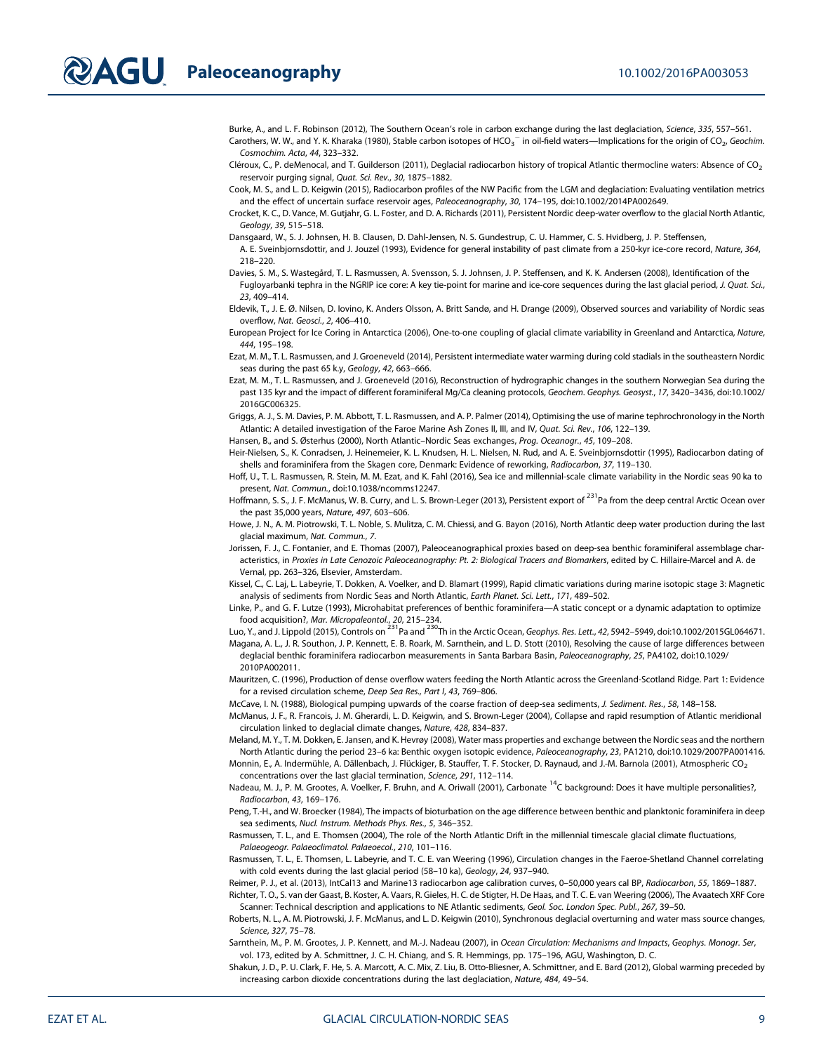Burke, A., and L. F. Robinson (2012), The Southern Ocean's role in carbon exchange during the last deglaciation, *Science*, *335*, 557–561.

Carothers, W. W., and Y. K. Kharaka (1980), Stable carbon isotopes of $HCO_3^-$ in oil-field waters—Implications for the origin of $CO_2$, *Geochim. Cosmochim. Acta*, *44*, 323–332.

Cléroux, C., P. deMenocal, and T. Guilderson (2011), Deglacial radiocarbon history of tropical Atlantic thermocline waters: Absence of $CO_2$ reservoir purging signal, *Quat. Sci. Rev.*, *30*, 1875–1882.

Cook, M. S., and L. D. Keigwin (2015), Radiocarbon profiles of the NW Pacific from the LGM and deglaciation: Evaluating ventilation metrics and the effect of uncertain surface reservoir ages, *Paleoceanography*, *30*, 174–195, doi:10.1002/2014PA002649.

Crocket, K. C., D. Vance, M. Gutjahr, G. L. Foster, and D. A. Richards (2011), Persistent Nordic deep-water overflow to the glacial North Atlantic, *Geology*, *39*, 515–518.

Dansgaard, W., S. J. Johnsen, H. B. Clausen, D. Dahl-Jensen, N. S. Gundestrup, C. U. Hammer, C. S. Hvidberg, J. P. Steffensen, A. E. Sveinbjornsdottir, and J. Jouzel (1993), Evidence for general instability of past climate from a 250-kyr ice-core record, *Nature*, *364*, 218–220.

Davies, S. M., S. Wastegård, T. L. Rasmussen, A. Svensson, S. J. Johnsen, J. P. Steffensen, and K. K. Andersen (2008), Identification of the Fugloyarbanki tephra in the NGRIP ice core: A key tie-point for marine and ice-core sequences during the last glacial period, *J. Quat. Sci.*, *23*, 409–414.

Eldevik, T., J. E. Ø. Nilsen, D. Iovino, K. Anders Olsson, A. Britt Sandø, and H. Drange (2009), Observed sources and variability of Nordic seas overflow, *Nat. Geosci.*, *2*, 406–410.

European Project for Ice Coring in Antarctica (2006), One-to-one coupling of glacial climate variability in Greenland and Antarctica, *Nature*, *444*, 195–198.

Ezat, M. M., T. L. Rasmussen, and J. Groeneveld (2014), Persistent intermediate water warming during cold stadials in the southeastern Nordic seas during the past 65 k.y, *Geology*, *42*, 663–666.

Ezat, M. M., T. L. Rasmussen, and J. Groeneveld (2016), Reconstruction of hydrographic changes in the southern Norwegian Sea during the past 135 kyr and the impact of different foraminiferal Mg/Ca cleaning protocols, *Geochem. Geophys. Geosyst.*, *17*, 3420–3436, doi:10.1002/2016GC006325.

Griggs, A. J., S. M. Davies, P. M. Abbott, T. L. Rasmussen, and A. P. Palmer (2014), Optimising the use of marine tephrochronology in the North Atlantic: A detailed investigation of the Faroe Marine Ash Zones II, III, and IV, *Quat. Sci. Rev.*, *106*, 122–139.

Hansen, B., and S. Østerhus (2000), North Atlantic–Nordic Seas exchanges, *Prog. Oceanogr.*, *45*, 109–208.

Heir-Nielsen, S., K. Conradsen, J. Heinemeier, K. L. Knudsen, H. L. Nielsen, N. Rud, and A. E. Sveinbjornsdottir (1995), Radiocarbon dating of shells and foraminifera from the Skagen core, Denmark: Evidence of reworking, *Radiocarbon*, *37*, 119–130.

Hoff, U., T. L. Rasmussen, R. Stein, M. M. Ezat, and K. Fahl (2016), Sea ice and millennial-scale climate variability in the Nordic seas 90 ka to present, *Nat. Commun.*, doi:10.1038/ncomms12247.

Hoffmann, S. S., J. F. McManus, W. B. Curry, and L. S. Brown-Leger (2013), Persistent export of $^{231}Pa$ from the deep central Arctic Ocean over the past 35,000 years, *Nature*, *497*, 603–606.

Howe, J. N., A. M. Piotrowski, T. L. Noble, S. Mulitza, C. M. Chiessi, and G. Bayon (2016), North Atlantic deep water production during the last glacial maximum, *Nat. Commun.*, *7*.

Jorissen, F. J., C. Fontanier, and E. Thomas (2007), Paleoceanographical proxies based on deep-sea benthic foraminiferal assemblage characteristics, in *Proxies in Late Cenozoic Paleoceanography: Pt. 2: Biological Tracers and Biomarkers*, edited by C. Hillaire-Marcel and A. de Vernal, pp. 263–326, Elsevier, Amsterdam.

Kissel, C., C. Laj, L. Labeyrie, T. Dokken, A. Voelker, and D. Blamart (1999), Rapid climatic variations during marine isotopic stage 3: Magnetic analysis of sediments from Nordic Seas and North Atlantic, *Earth Planet. Sci. Lett.*, *171*, 489–502.

Linke, P., and G. F. Lutze (1993), Microhabitat preferences of benthic foraminifera—A static concept or a dynamic adaptation to optimize food acquisition?, *Mar. Micropaleontol.*, *20*, 215–234.

Luo, Y., and J. Lippold (2015), Controls on $^{231}Pa$ and $^{230}Th$ in the Arctic Ocean, *Geophys. Res. Lett.*, *42*, 5942–5949, doi:10.1002/2015GL064671.

Magana, A. L., J. R. Southon, J. P. Kennett, E. B. Roark, M. Sarnthein, and L. D. Stott (2010), Resolving the cause of large differences between deglacial benthic foraminifera radiocarbon measurements in Santa Barbara Basin, *Paleoceanography*, *25*, PA4102, doi:10.1029/2010PA002011.

Mauritzen, C. (1996), Production of dense overflow waters feeding the North Atlantic across the Greenland-Scotland Ridge. Part 1: Evidence for a revised circulation scheme, *Deep Sea Res., Part I*, *43*, 769–806.

McCave, I. N. (1988), Biological pumping upwards of the coarse fraction of deep-sea sediments, *J. Sediment. Res.*, *58*, 148–158.

McManus, J. F., R. Francois, J. M. Gherardi, L. D. Keigwin, and S. Brown-Leger (2004), Collapse and rapid resumption of Atlantic meridional circulation linked to deglacial climate changes, *Nature*, *428*, 834–837.

Meland, M. Y., T. M. Dokken, E. Jansen, and K. Hevrøy (2008), Water mass properties and exchange between the Nordic seas and the northern North Atlantic during the period 23–6 ka: Benthic oxygen isotopic evidence, *Paleoceanography*, *23*, PA1210, doi:10.1029/2007PA001416.

Monnin, E., A. Indermühle, A. Dällenbach, J. Flückiger, B. Stauffer, T. F. Stocker, D. Raynaud, and J.-M. Barnola (2001), Atmospheric $CO_2$ concentrations over the last glacial termination, *Science*, *291*, 112–114.

Nadeau, M. J., P. M. Grootes, A. Voelker, F. Bruhn, and A. Oriwall (2001), Carbonate $^{14}C$ background: Does it have multiple personalities?, *Radiocarbon*, *43*, 169–176.

Peng, T.-H., and W. Broecker (1984), The impacts of bioturbation on the age difference between benthic and planktonic foraminifera in deep sea sediments, *Nucl. Instrum. Methods Phys. Res.*, *5*, 346–352.

Rasmussen, T. L., and E. Thomsen (2004), The role of the North Atlantic Drift in the millennial timescale glacial climate fluctuations, *Palaeogeogr. Palaeoclimatol. Palaeoecol.*, *210*, 101–116.

Rasmussen, T. L., E. Thomsen, L. Labeyrie, and T. C. E. van Weering (1996), Circulation changes in the Faeroe-Shetland Channel correlating with cold events during the last glacial period (58–10 ka), *Geology*, *24*, 937–940.

Reimer, P. J., et al. (2013), IntCal13 and Marine13 radiocarbon age calibration curves, 0–50,000 years cal BP, *Radiocarbon*, *55*, 1869–1887.

Richter, T. O., S. van der Gaast, B. Koster, A. Vaars, R. Gieles, H. C. de Stigter, H. De Haas, and T. C. E. van Weering (2006), The Avaatech XRF Core Scanner: Technical description and applications to NE Atlantic sediments, *Geol. Soc. London Spec. Publ.*, *267*, 39–50.

Roberts, N. L., A. M. Piotrowski, J. F. McManus, and L. D. Keigwin (2010), Synchronous deglacial overturning and water mass source changes, *Science*, *327*, 75–78.

Sarnthein, M., P. M. Grootes, J. P. Kennett, and M.-J. Nadeau (2007), in *Ocean Circulation: Mechanisms and Impacts*, *Geophys. Monogr. Ser*, vol. 173, edited by A. Schmittner, J. C. H. Chiang, and S. R. Hemmings, pp. 175–196, AGU, Washington, D. C.

Shakun, J. D., P. U. Clark, F. He, S. A. Marcott, A. C. Mix, Z. Liu, B. Otto-Bliesner, A. Schmittner, and E. Bard (2012), Global warming preceded by increasing carbon dioxide concentrations during the last deglaciation, *Nature*, *484*, 49–54.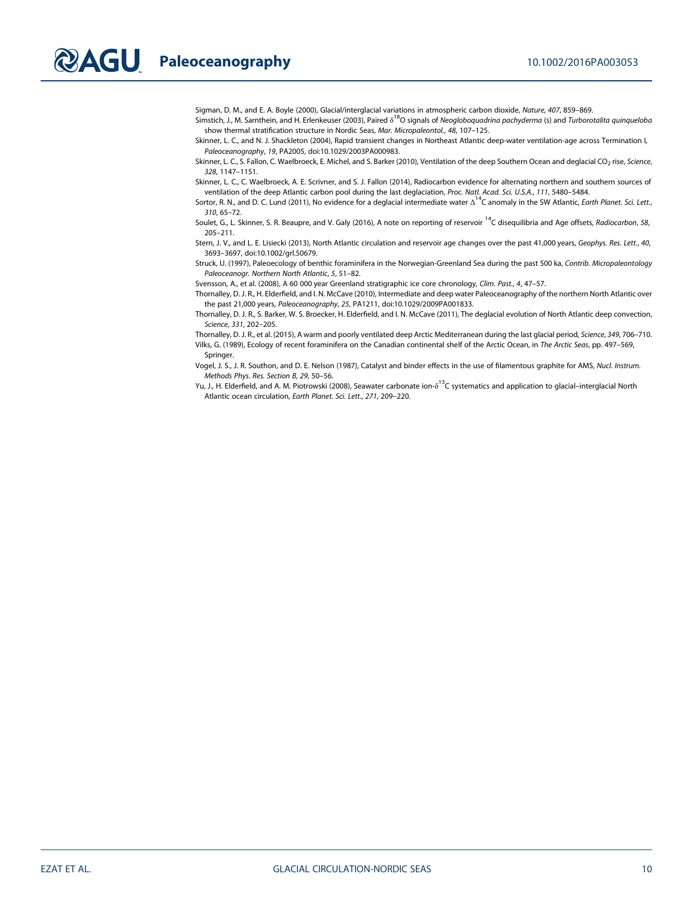Sigman, D. M., and E. A. Boyle (2000), Glacial/interglacial variations in atmospheric carbon dioxide, *Nature*, *407*, 859–869.

Simstich, J., M. Sarnthein, and H. Erlenkeuser (2003), Paired $\delta^{18}$O signals of *Neogloboquadrina pachyderma* (s) and *Turborotalita quinqueloba* show thermal stratification structure in Nordic Seas, *Mar. Micropaleontol.*, *48*, 107–125.

Skinner, L. C., and N. J. Shackleton (2004), Rapid transient changes in Northeast Atlantic deep-water ventilation-age across Termination I, *Paleoceanography*, *19*, PA2005, doi:10.1029/2003PA000983.

Skinner, L. C., S. Fallon, C. Waelbroeck, E. Michel, and S. Barker (2010), Ventilation of the deep Southern Ocean and deglacial $CO_2$ rise, *Science*, *328*, 1147–1151.

Skinner, L. C., C. Waelbroeck, A. E. Scrivner, and S. J. Fallon (2014), Radiocarbon evidence for alternating northern and southern sources of ventilation of the deep Atlantic carbon pool during the last deglaciation, *Proc. Natl. Acad. Sci. U.S.A.*, *111*, 5480–5484.

Sortor, R. N., and D. C. Lund (2011), No evidence for a deglacial intermediate water $\Delta^{14}$C anomaly in the SW Atlantic, *Earth Planet. Sci. Lett.*, *310*, 65–72.

Soulet, G., L. Skinner, S. R. Beaupre, and V. Galy (2016), A note on reporting of reservoir $^{14}$C disequilibria and Age offsets, *Radiocarbon*, *58*, 205–211.

Stern, J. V., and L. E. Lisiecki (2013), North Atlantic circulation and reservoir age changes over the past 41,000 years, *Geophys. Res. Lett.*, *40*, 3693–3697, doi:10.1002/grl.50679.

Struck, U. (1997), Paleoecology of benthic foraminifera in the Norwegian-Greenland Sea during the past 500 ka, *Contrib. Micropaleontology Paleoceanogr. Northern North Atlantic*, *5*, 51–82.

Svensson, A., et al. (2008), A 60 000 year Greenland stratigraphic ice core chronology, *Clim. Past.*, *4*, 47–57.

Thornalley, D. J. R., H. Elderfield, and I. N. McCave (2010), Intermediate and deep water Paleoceanography of the northern North Atlantic over the past 21,000 years, *Paleoceanography*, *25*, PA1211, doi:10.1029/2009PA001833.

Thornalley, D. J. R., S. Barker, W. S. Broecker, H. Elderfield, and I. N. McCave (2011), The deglacial evolution of North Atlantic deep convection, *Science*, *331*, 202–205.

Thornalley, D. J. R., et al. (2015), A warm and poorly ventilated deep Arctic Mediterranean during the last glacial period, *Science*, *349*, 706–710.

Vilks, G. (1989), Ecology of recent foraminifera on the Canadian continental shelf of the Arctic Ocean, in *The Arctic Seas*, pp. 497–569, Springer.

Vogel, J. S., J. R. Southon, and D. E. Nelson (1987), Catalyst and binder effects in the use of filamentous graphite for AMS, *Nucl. Instrum. Methods Phys. Res. Section B*, *29*, 50–56.

Yu, J., H. Elderfield, and A. M. Piotrowski (2008), Seawater carbonate ion-$\delta^{13}$C systematics and application to glacial–interglacial North Atlantic ocean circulation, *Earth Planet. Sci. Lett.*, *271*, 209–220.